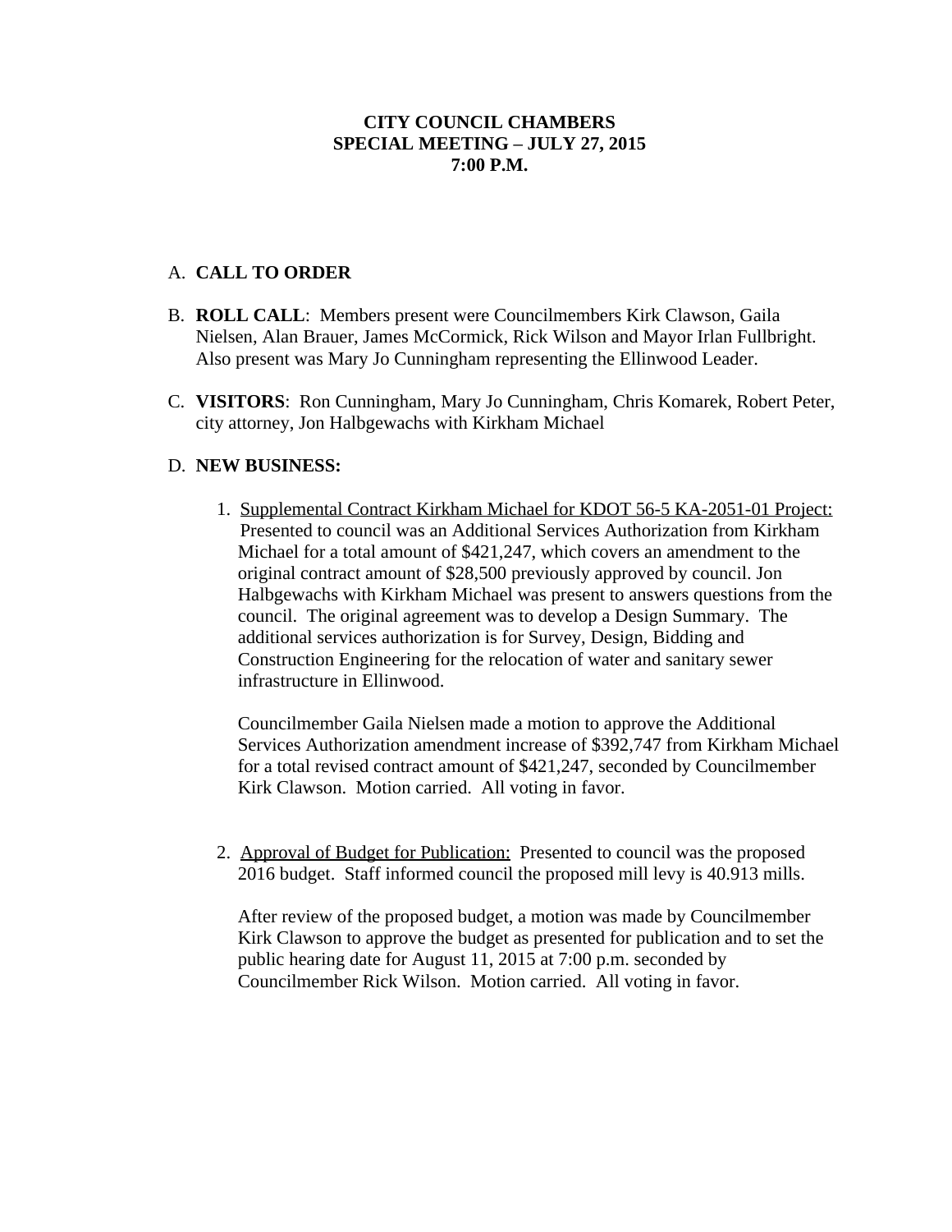**CITY COUNCIL CHAMBERS**
**SPECIAL MEETING – JULY 27, 2015**
**7:00 P.M.**

A. **CALL TO ORDER**

B. **ROLL CALL**: Members present were Councilmembers Kirk Clawson, Gaila Nielsen, Alan Brauer, James McCormick, Rick Wilson and Mayor Irlan Fullbright. Also present was Mary Jo Cunningham representing the Ellinwood Leader.

C. **VISITORS**: Ron Cunningham, Mary Jo Cunningham, Chris Komarek, Robert Peter, city attorney, Jon Halbgewachs with Kirkham Michael

D. **NEW BUSINESS:**

1. <u>Supplemental Contract Kirkham Michael for KDOT 56-5 KA-2051-01 Project:</u> Presented to council was an Additional Services Authorization from Kirkham Michael for a total amount of $421,247, which covers an amendment to the original contract amount of $28,500 previously approved by council. Jon Halbgewachs with Kirkham Michael was present to answers questions from the council. The original agreement was to develop a Design Summary. The additional services authorization is for Survey, Design, Bidding and Construction Engineering for the relocation of water and sanitary sewer infrastructure in Ellinwood.

   Councilmember Gaila Nielsen made a motion to approve the Additional Services Authorization amendment increase of $392,747 from Kirkham Michael for a total revised contract amount of $421,247, seconded by Councilmember Kirk Clawson. Motion carried. All voting in favor.

2. <u>Approval of Budget for Publication:</u> Presented to council was the proposed 2016 budget. Staff informed council the proposed mill levy is 40.913 mills.

   After review of the proposed budget, a motion was made by Councilmember Kirk Clawson to approve the budget as presented for publication and to set the public hearing date for August 11, 2015 at 7:00 p.m. seconded by Councilmember Rick Wilson. Motion carried. All voting in favor.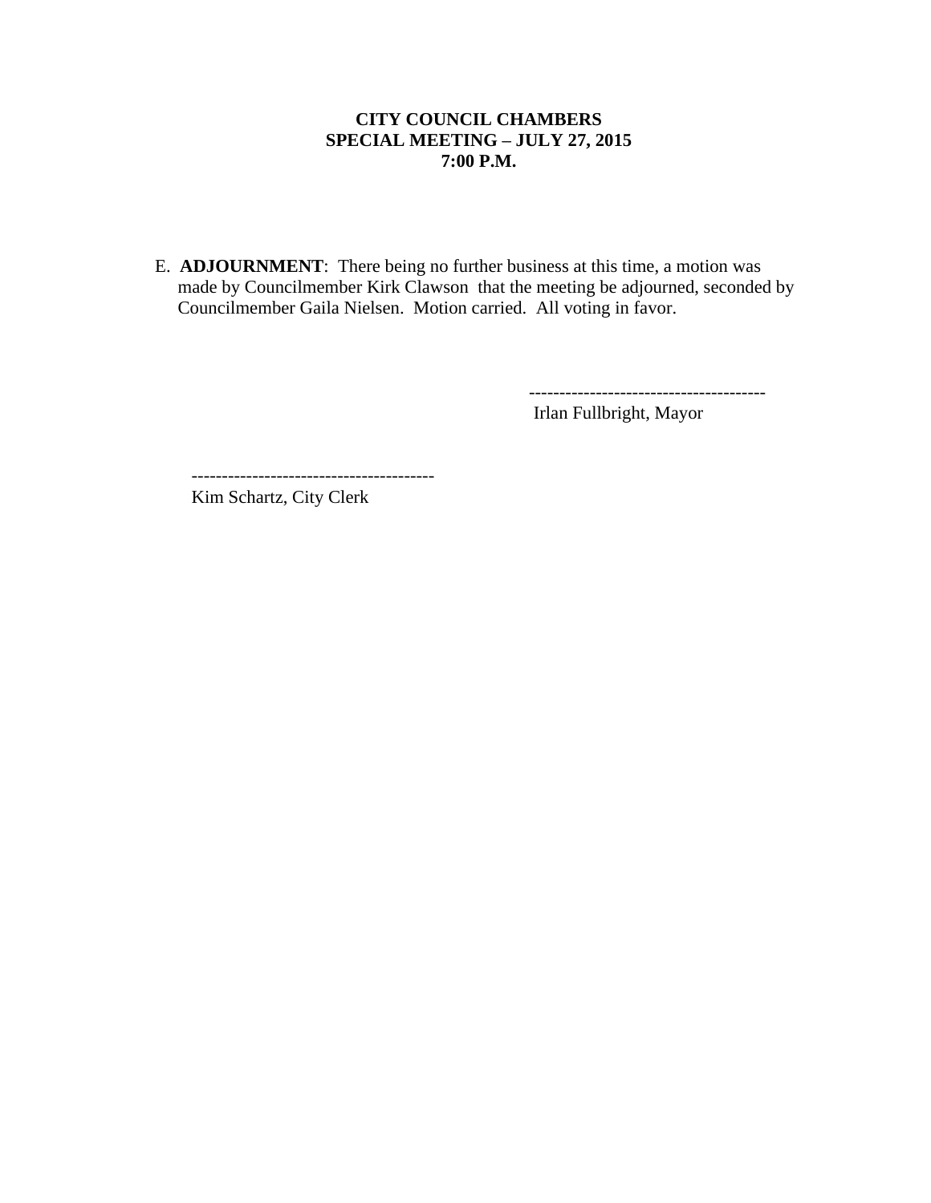**CITY COUNCIL CHAMBERS**
**SPECIAL MEETING – JULY 27, 2015**
**7:00 P.M.**

E. **ADJOURNMENT**: There being no further business at this time, a motion was made by Councilmember Kirk Clawson that the meeting be adjourned, seconded by Councilmember Gaila Nielsen. Motion carried. All voting in favor.

---------------------------------------
Irlan Fullbright, Mayor

----------------------------------------
Kim Schartz, City Clerk